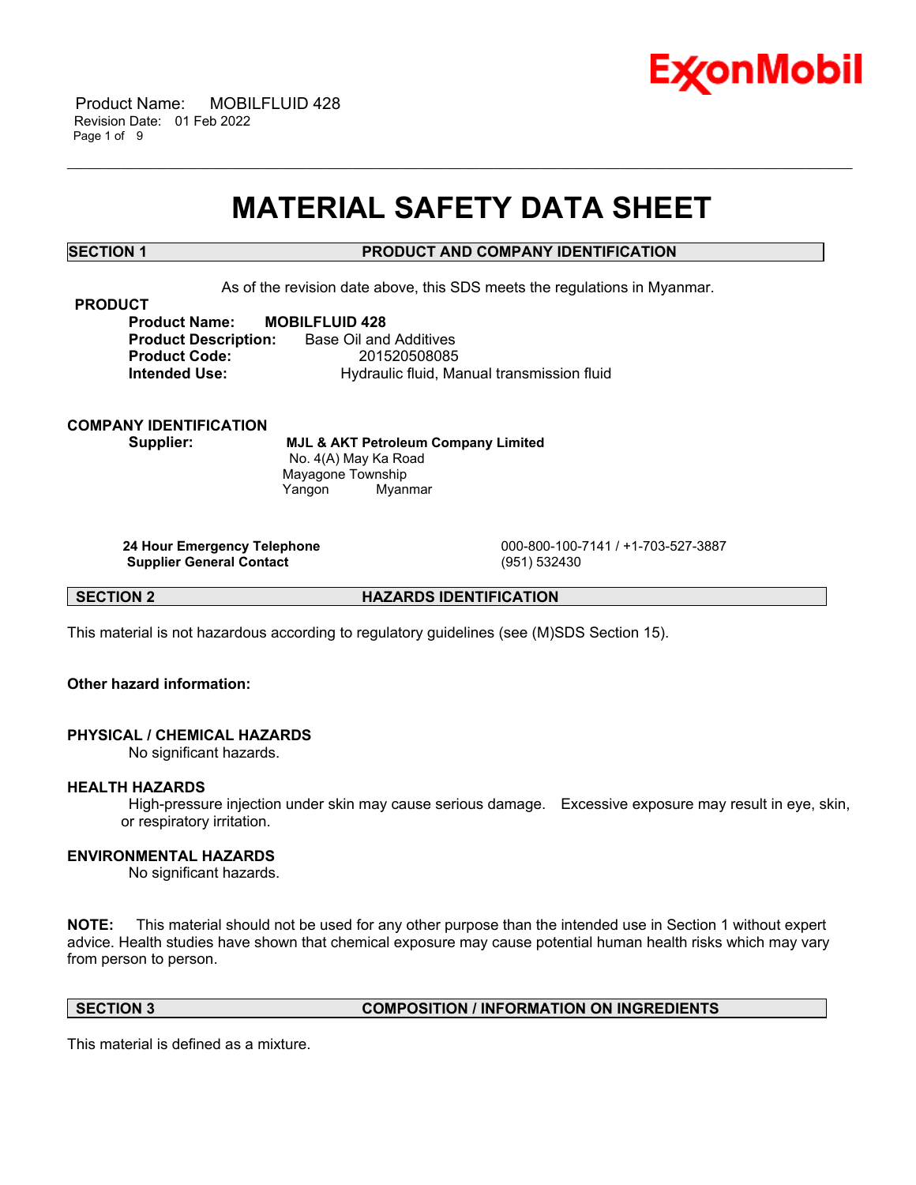# MATERIAL SAFETY DATA SHEET

## SECTION 1 PRODUCT AND COMPANY IDENTIFICATION

As of the revision date above, this SDS meets the regulations in Myanmar.

### PRODUCT

**Product Name:** **MOBILFLUID 428**
**Product Description:** Base Oil and Additives
**Product Code:** 201520508085
**Intended Use:** Hydraulic fluid, Manual transmission fluid

### COMPANY IDENTIFICATION

**Supplier:** **MJL & AKT Petroleum Company Limited**
No. 4(A) May Ka Road
Mayagone Township
Yangon Myanmar

| | |
|---|---|
| **24 Hour Emergency Telephone** | 000-800-100-7141 / +1-703-527-3887 |
| **Supplier General Contact** | (951) 532430 |

## SECTION 2 HAZARDS IDENTIFICATION

This material is not hazardous according to regulatory guidelines (see (M)SDS Section 15).

**Other hazard information:**

### PHYSICAL / CHEMICAL HAZARDS

No significant hazards.

### HEALTH HAZARDS

High-pressure injection under skin may cause serious damage. Excessive exposure may result in eye, skin, or respiratory irritation.

### ENVIRONMENTAL HAZARDS

No significant hazards.

**NOTE:** This material should not be used for any other purpose than the intended use in Section 1 without expert advice. Health studies have shown that chemical exposure may cause potential human health risks which may vary from person to person.

## SECTION 3 COMPOSITION / INFORMATION ON INGREDIENTS

This material is defined as a mixture.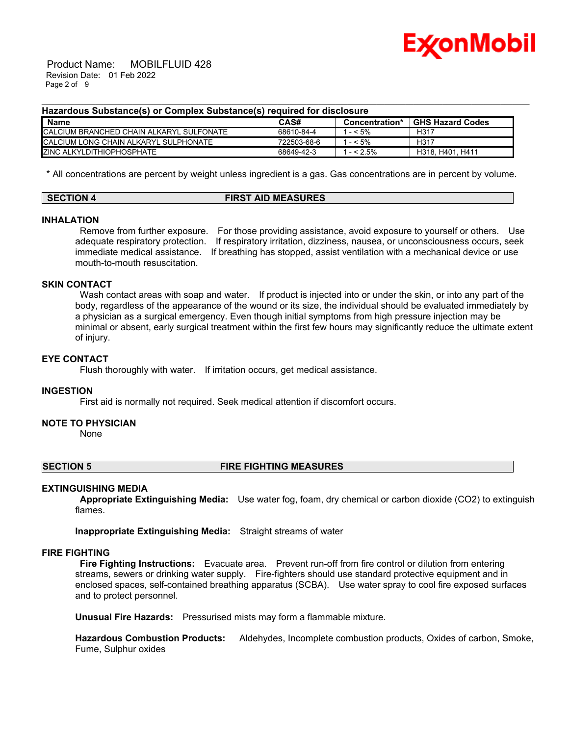**Hazardous Substance(s) or Complex Substance(s) required for disclosure**

| Name | CAS# | Concentration* | GHS Hazard Codes |
|---|---|---|---|
| CALCIUM BRANCHED CHAIN ALKARYL SULFONATE | 68610-84-4 | 1 - < 5% | H317 |
| CALCIUM LONG CHAIN ALKARYL SULPHONATE | 722503-68-6 | 1 - < 5% | H317 |
| ZINC ALKYLDITHIOPHOSPHATE | 68649-42-3 | 1 - < 2.5% | H318, H401, H411 |

* All concentrations are percent by weight unless ingredient is a gas. Gas concentrations are in percent by volume.

## SECTION 4 FIRST AID MEASURES

### INHALATION

Remove from further exposure. For those providing assistance, avoid exposure to yourself or others. Use adequate respiratory protection. If respiratory irritation, dizziness, nausea, or unconsciousness occurs, seek immediate medical assistance. If breathing has stopped, assist ventilation with a mechanical device or use mouth-to-mouth resuscitation.

### SKIN CONTACT

Wash contact areas with soap and water. If product is injected into or under the skin, or into any part of the body, regardless of the appearance of the wound or its size, the individual should be evaluated immediately by a physician as a surgical emergency. Even though initial symptoms from high pressure injection may be minimal or absent, early surgical treatment within the first few hours may significantly reduce the ultimate extent of injury.

### EYE CONTACT

Flush thoroughly with water. If irritation occurs, get medical assistance.

### INGESTION

First aid is normally not required. Seek medical attention if discomfort occurs.

### NOTE TO PHYSICIAN

None

## SECTION 5 FIRE FIGHTING MEASURES

### EXTINGUISHING MEDIA

**Appropriate Extinguishing Media:** Use water fog, foam, dry chemical or carbon dioxide ($CO_2$) to extinguish flames.

**Inappropriate Extinguishing Media:** Straight streams of water

### FIRE FIGHTING

**Fire Fighting Instructions:** Evacuate area. Prevent run-off from fire control or dilution from entering streams, sewers or drinking water supply. Fire-fighters should use standard protective equipment and in enclosed spaces, self-contained breathing apparatus (SCBA). Use water spray to cool fire exposed surfaces and to protect personnel.

**Unusual Fire Hazards:** Pressurised mists may form a flammable mixture.

**Hazardous Combustion Products:** Aldehydes, Incomplete combustion products, Oxides of carbon, Smoke, Fume, Sulphur oxides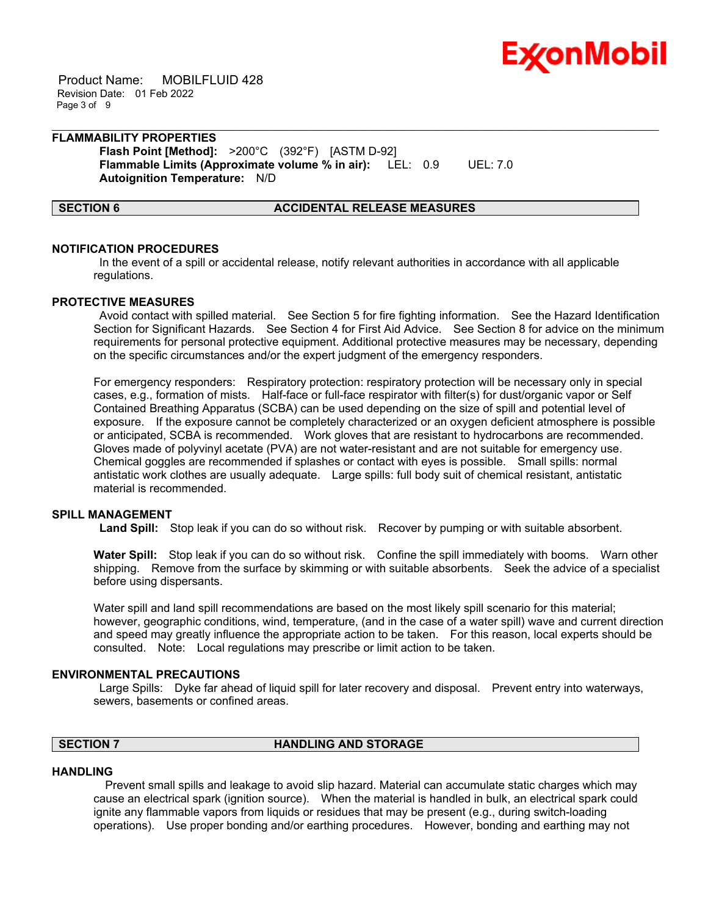### FLAMMABILITY PROPERTIES

**Flash Point [Method]:** >200°C (392°F) [ASTM D-92]
**Flammable Limits (Approximate volume % in air):** LEL: 0.9 UEL: 7.0
**Autoignition Temperature:** N/D

## SECTION 6 ACCIDENTAL RELEASE MEASURES

### NOTIFICATION PROCEDURES

In the event of a spill or accidental release, notify relevant authorities in accordance with all applicable regulations.

### PROTECTIVE MEASURES

Avoid contact with spilled material. See Section 5 for fire fighting information. See the Hazard Identification Section for Significant Hazards. See Section 4 for First Aid Advice. See Section 8 for advice on the minimum requirements for personal protective equipment. Additional protective measures may be necessary, depending on the specific circumstances and/or the expert judgment of the emergency responders.

For emergency responders: Respiratory protection: respiratory protection will be necessary only in special cases, e.g., formation of mists. Half-face or full-face respirator with filter(s) for dust/organic vapor or Self Contained Breathing Apparatus (SCBA) can be used depending on the size of spill and potential level of exposure. If the exposure cannot be completely characterized or an oxygen deficient atmosphere is possible or anticipated, SCBA is recommended. Work gloves that are resistant to hydrocarbons are recommended. Gloves made of polyvinyl acetate (PVA) are not water-resistant and are not suitable for emergency use. Chemical goggles are recommended if splashes or contact with eyes is possible. Small spills: normal antistatic work clothes are usually adequate. Large spills: full body suit of chemical resistant, antistatic material is recommended.

### SPILL MANAGEMENT

**Land Spill:** Stop leak if you can do so without risk. Recover by pumping or with suitable absorbent.

**Water Spill:** Stop leak if you can do so without risk. Confine the spill immediately with booms. Warn other shipping. Remove from the surface by skimming or with suitable absorbents. Seek the advice of a specialist before using dispersants.

Water spill and land spill recommendations are based on the most likely spill scenario for this material; however, geographic conditions, wind, temperature, (and in the case of a water spill) wave and current direction and speed may greatly influence the appropriate action to be taken. For this reason, local experts should be consulted. Note: Local regulations may prescribe or limit action to be taken.

### ENVIRONMENTAL PRECAUTIONS

Large Spills: Dyke far ahead of liquid spill for later recovery and disposal. Prevent entry into waterways, sewers, basements or confined areas.

## SECTION 7 HANDLING AND STORAGE

### HANDLING

Prevent small spills and leakage to avoid slip hazard. Material can accumulate static charges which may cause an electrical spark (ignition source). When the material is handled in bulk, an electrical spark could ignite any flammable vapors from liquids or residues that may be present (e.g., during switch-loading operations). Use proper bonding and/or earthing procedures. However, bonding and earthing may not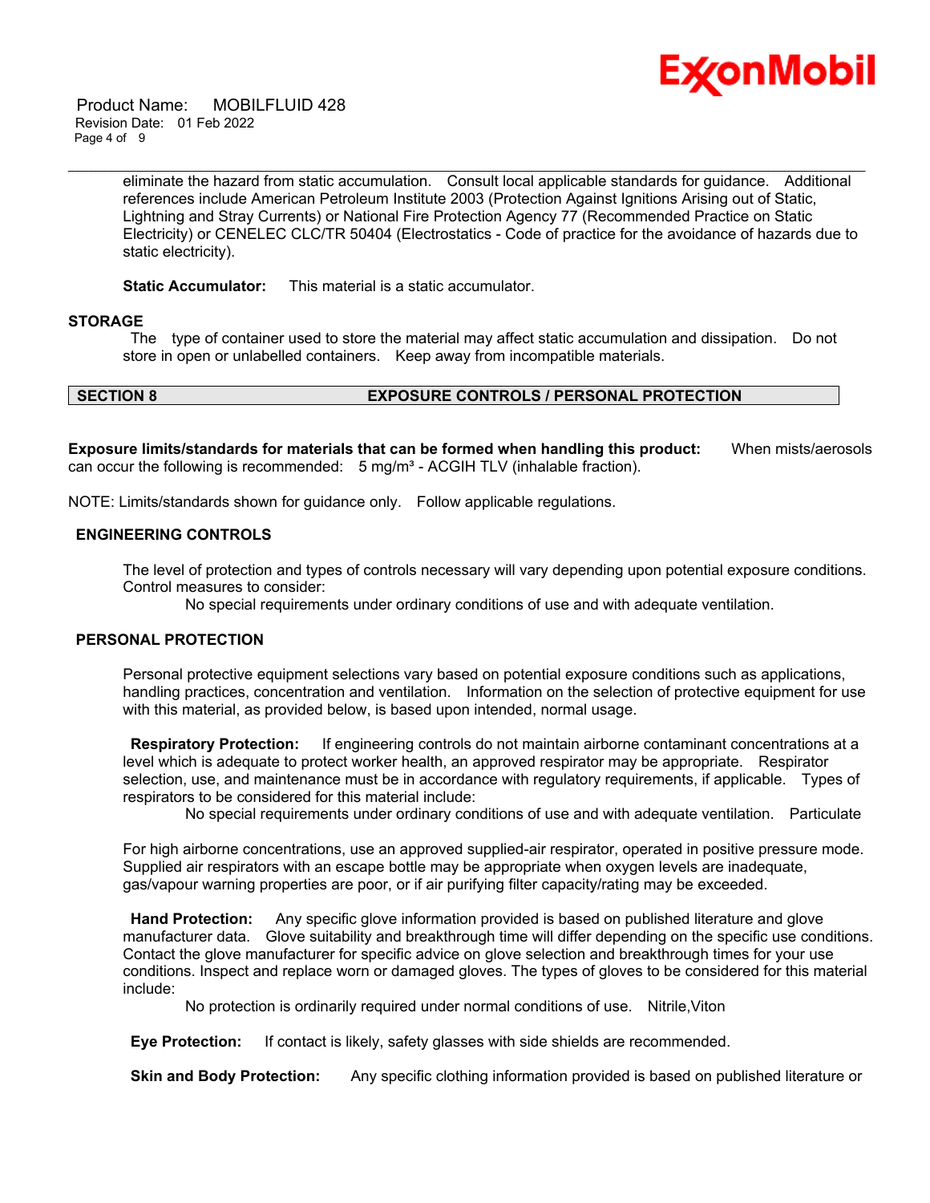eliminate the hazard from static accumulation. Consult local applicable standards for guidance. Additional references include American Petroleum Institute 2003 (Protection Against Ignitions Arising out of Static, Lightning and Stray Currents) or National Fire Protection Agency 77 (Recommended Practice on Static Electricity) or CENELEC CLC/TR 50404 (Electrostatics - Code of practice for the avoidance of hazards due to static electricity).

**Static Accumulator:** This material is a static accumulator.

### STORAGE

The type of container used to store the material may affect static accumulation and dissipation. Do not store in open or unlabelled containers. Keep away from incompatible materials.

## SECTION 8 EXPOSURE CONTROLS / PERSONAL PROTECTION

**Exposure limits/standards for materials that can be formed when handling this product:** When mists/aerosols can occur the following is recommended: 5 mg/m³ - ACGIH TLV (inhalable fraction).

NOTE: Limits/standards shown for guidance only. Follow applicable regulations.

### ENGINEERING CONTROLS

The level of protection and types of controls necessary will vary depending upon potential exposure conditions. Control measures to consider:

No special requirements under ordinary conditions of use and with adequate ventilation.

### PERSONAL PROTECTION

Personal protective equipment selections vary based on potential exposure conditions such as applications, handling practices, concentration and ventilation. Information on the selection of protective equipment for use with this material, as provided below, is based upon intended, normal usage.

**Respiratory Protection:** If engineering controls do not maintain airborne contaminant concentrations at a level which is adequate to protect worker health, an approved respirator may be appropriate. Respirator selection, use, and maintenance must be in accordance with regulatory requirements, if applicable. Types of respirators to be considered for this material include:

No special requirements under ordinary conditions of use and with adequate ventilation. Particulate

For high airborne concentrations, use an approved supplied-air respirator, operated in positive pressure mode. Supplied air respirators with an escape bottle may be appropriate when oxygen levels are inadequate, gas/vapour warning properties are poor, or if air purifying filter capacity/rating may be exceeded.

**Hand Protection:** Any specific glove information provided is based on published literature and glove manufacturer data. Glove suitability and breakthrough time will differ depending on the specific use conditions. Contact the glove manufacturer for specific advice on glove selection and breakthrough times for your use conditions. Inspect and replace worn or damaged gloves. The types of gloves to be considered for this material include:

No protection is ordinarily required under normal conditions of use. Nitrile,Viton

**Eye Protection:** If contact is likely, safety glasses with side shields are recommended.

**Skin and Body Protection:** Any specific clothing information provided is based on published literature or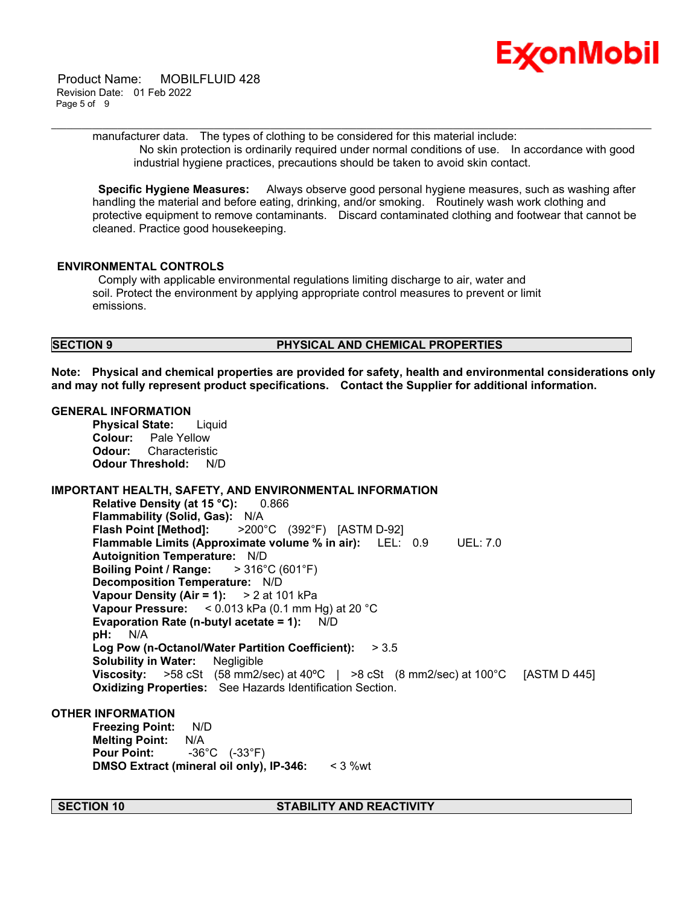manufacturer data. The types of clothing to be considered for this material include:

No skin protection is ordinarily required under normal conditions of use. In accordance with good industrial hygiene practices, precautions should be taken to avoid skin contact.

**Specific Hygiene Measures:** Always observe good personal hygiene measures, such as washing after handling the material and before eating, drinking, and/or smoking. Routinely wash work clothing and protective equipment to remove contaminants. Discard contaminated clothing and footwear that cannot be cleaned. Practice good housekeeping.

### ENVIRONMENTAL CONTROLS

Comply with applicable environmental regulations limiting discharge to air, water and soil. Protect the environment by applying appropriate control measures to prevent or limit emissions.

## SECTION 9 PHYSICAL AND CHEMICAL PROPERTIES

**Note: Physical and chemical properties are provided for safety, health and environmental considerations only and may not fully represent product specifications. Contact the Supplier for additional information.**

### GENERAL INFORMATION

**Physical State:** Liquid
**Colour:** Pale Yellow
**Odour:** Characteristic
**Odour Threshold:** N/D

### IMPORTANT HEALTH, SAFETY, AND ENVIRONMENTAL INFORMATION

**Relative Density (at 15 °C):** 0.866
**Flammability (Solid, Gas):** N/A
**Flash Point [Method]:** >200°C (392°F) [ASTM D-92]
**Flammable Limits (Approximate volume % in air):** LEL: 0.9 UEL: 7.0
**Autoignition Temperature:** N/D
**Boiling Point / Range:** > 316°C (601°F)
**Decomposition Temperature:** N/D
**Vapour Density (Air = 1):** > 2 at 101 kPa
**Vapour Pressure:** < 0.013 kPa (0.1 mm Hg) at 20 °C
**Evaporation Rate (n-butyl acetate = 1):** N/D
**pH:** N/A
**Log Pow (n-Octanol/Water Partition Coefficient):** > 3.5
**Solubility in Water:** Negligible
**Viscosity:** >58 cSt (58 mm2/sec) at 40ºC | >8 cSt (8 mm2/sec) at 100°C [ASTM D 445]
**Oxidizing Properties:** See Hazards Identification Section.

### OTHER INFORMATION

**Freezing Point:** N/D
**Melting Point:** N/A
**Pour Point:** -36°C (-33°F)
**DMSO Extract (mineral oil only), IP-346:** < 3 %wt

## SECTION 10 STABILITY AND REACTIVITY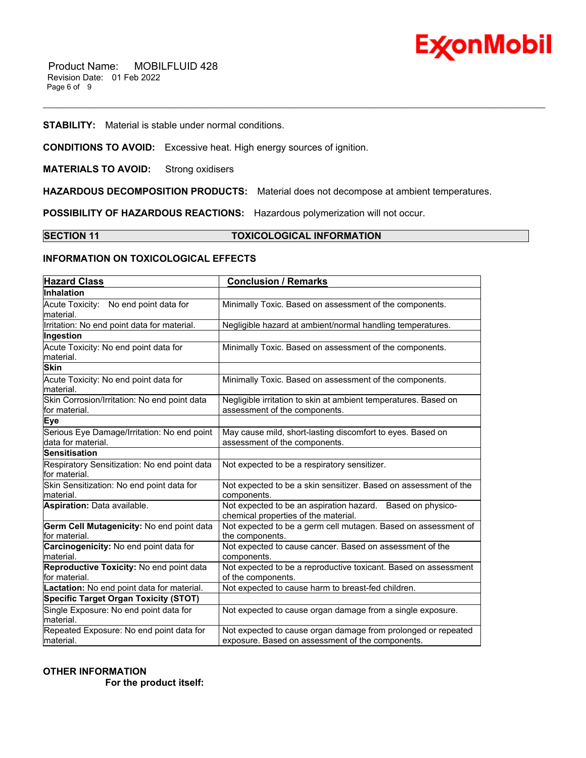**STABILITY:** Material is stable under normal conditions.

**CONDITIONS TO AVOID:** Excessive heat. High energy sources of ignition.

**MATERIALS TO AVOID:** Strong oxidisers

**HAZARDOUS DECOMPOSITION PRODUCTS:** Material does not decompose at ambient temperatures.

**POSSIBILITY OF HAZARDOUS REACTIONS:** Hazardous polymerization will not occur.

## SECTION 11 TOXICOLOGICAL INFORMATION

### INFORMATION ON TOXICOLOGICAL EFFECTS

| Hazard Class | Conclusion / Remarks |
|---|---|
| **Inhalation** | |
| Acute Toxicity: No end point data for material. | Minimally Toxic. Based on assessment of the components. |
| Irritation: No end point data for material. | Negligible hazard at ambient/normal handling temperatures. |
| **Ingestion** | |
| Acute Toxicity: No end point data for material. | Minimally Toxic. Based on assessment of the components. |
| **Skin** | |
| Acute Toxicity: No end point data for material. | Minimally Toxic. Based on assessment of the components. |
| Skin Corrosion/Irritation: No end point data for material. | Negligible irritation to skin at ambient temperatures. Based on assessment of the components. |
| **Eye** | |
| Serious Eye Damage/Irritation: No end point data for material. | May cause mild, short-lasting discomfort to eyes. Based on assessment of the components. |
| **Sensitisation** | |
| Respiratory Sensitization: No end point data for material. | Not expected to be a respiratory sensitizer. |
| Skin Sensitization: No end point data for material. | Not expected to be a skin sensitizer. Based on assessment of the components. |
| **Aspiration:** Data available. | Not expected to be an aspiration hazard. Based on physico-chemical properties of the material. |
| **Germ Cell Mutagenicity:** No end point data for material. | Not expected to be a germ cell mutagen. Based on assessment of the components. |
| **Carcinogenicity:** No end point data for material. | Not expected to cause cancer. Based on assessment of the components. |
| **Reproductive Toxicity:** No end point data for material. | Not expected to be a reproductive toxicant. Based on assessment of the components. |
| **Lactation:** No end point data for material. | Not expected to cause harm to breast-fed children. |
| **Specific Target Organ Toxicity (STOT)** | |
| Single Exposure: No end point data for material. | Not expected to cause organ damage from a single exposure. |
| Repeated Exposure: No end point data for material. | Not expected to cause organ damage from prolonged or repeated exposure. Based on assessment of the components. |

### OTHER INFORMATION

**For the product itself:**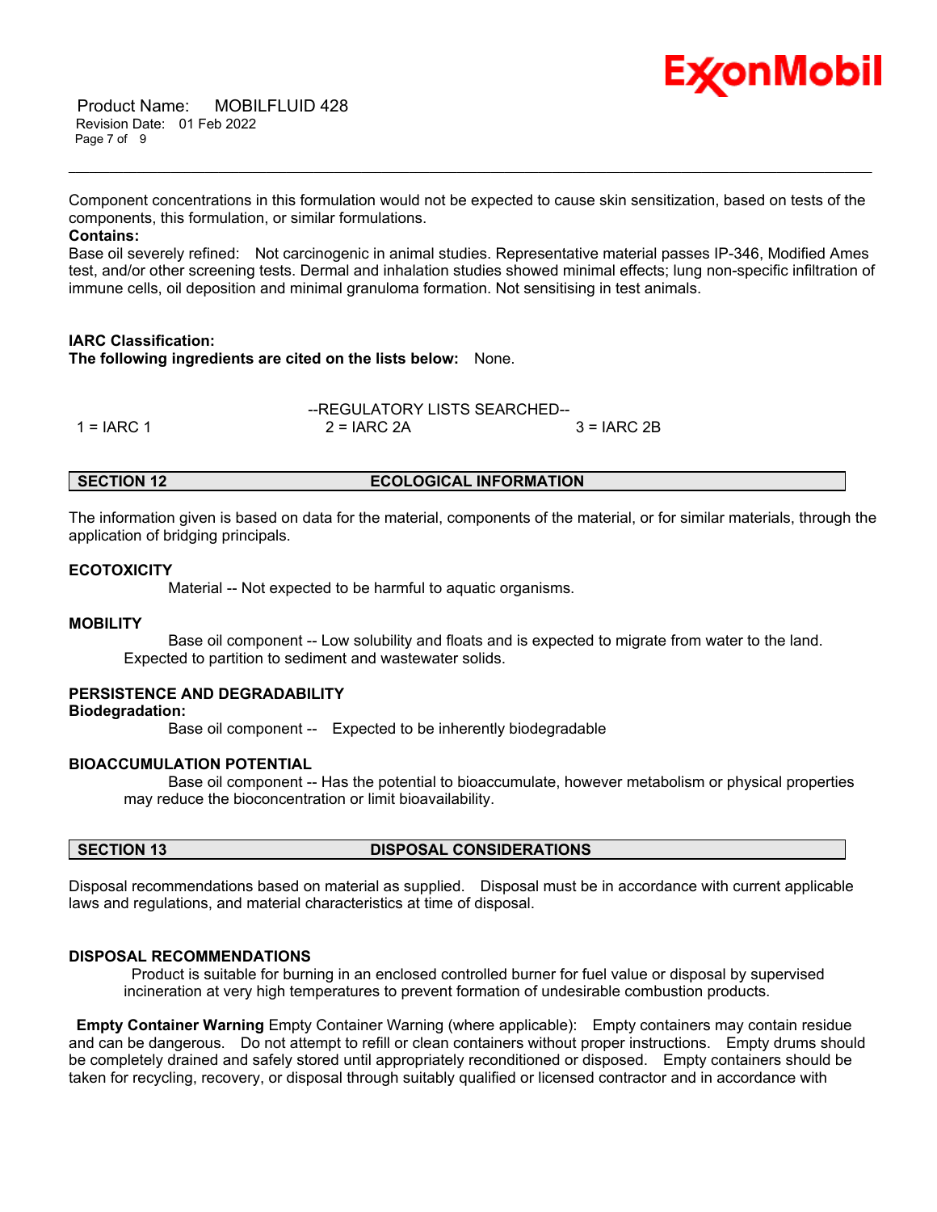Component concentrations in this formulation would not be expected to cause skin sensitization, based on tests of the components, this formulation, or similar formulations.

**Contains:**

Base oil severely refined: Not carcinogenic in animal studies. Representative material passes IP-346, Modified Ames test, and/or other screening tests. Dermal and inhalation studies showed minimal effects; lung non-specific infiltration of immune cells, oil deposition and minimal granuloma formation. Not sensitising in test animals.

**IARC Classification:**

**The following ingredients are cited on the lists below:** None.

--REGULATORY LISTS SEARCHED--

| 1 = IARC 1 | 2 = IARC 2A | 3 = IARC 2B |
|---|---|---|

## SECTION 12 ECOLOGICAL INFORMATION

The information given is based on data for the material, components of the material, or for similar materials, through the application of bridging principals.

### ECOTOXICITY

Material -- Not expected to be harmful to aquatic organisms.

### MOBILITY

Base oil component -- Low solubility and floats and is expected to migrate from water to the land. Expected to partition to sediment and wastewater solids.

### PERSISTENCE AND DEGRADABILITY

**Biodegradation:**

Base oil component -- Expected to be inherently biodegradable

### BIOACCUMULATION POTENTIAL

Base oil component -- Has the potential to bioaccumulate, however metabolism or physical properties may reduce the bioconcentration or limit bioavailability.

## SECTION 13 DISPOSAL CONSIDERATIONS

Disposal recommendations based on material as supplied. Disposal must be in accordance with current applicable laws and regulations, and material characteristics at time of disposal.

### DISPOSAL RECOMMENDATIONS

Product is suitable for burning in an enclosed controlled burner for fuel value or disposal by supervised incineration at very high temperatures to prevent formation of undesirable combustion products.

**Empty Container Warning** Empty Container Warning (where applicable): Empty containers may contain residue and can be dangerous. Do not attempt to refill or clean containers without proper instructions. Empty drums should be completely drained and safely stored until appropriately reconditioned or disposed. Empty containers should be taken for recycling, recovery, or disposal through suitably qualified or licensed contractor and in accordance with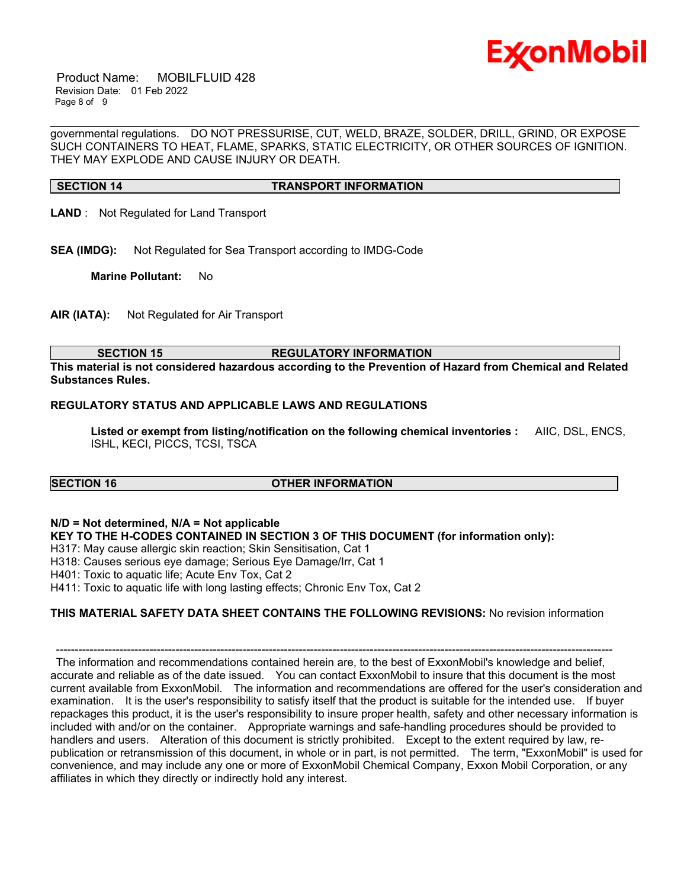governmental regulations. DO NOT PRESSURISE, CUT, WELD, BRAZE, SOLDER, DRILL, GRIND, OR EXPOSE SUCH CONTAINERS TO HEAT, FLAME, SPARKS, STATIC ELECTRICITY, OR OTHER SOURCES OF IGNITION. THEY MAY EXPLODE AND CAUSE INJURY OR DEATH.

## SECTION 14 TRANSPORT INFORMATION

**LAND** : Not Regulated for Land Transport

**SEA (IMDG):** Not Regulated for Sea Transport according to IMDG-Code

**Marine Pollutant:** No

**AIR (IATA):** Not Regulated for Air Transport

## SECTION 15 REGULATORY INFORMATION

**This material is not considered hazardous according to the Prevention of Hazard from Chemical and Related Substances Rules.**

**REGULATORY STATUS AND APPLICABLE LAWS AND REGULATIONS**

**Listed or exempt from listing/notification on the following chemical inventories :** AIIC, DSL, ENCS, ISHL, KECI, PICCS, TCSI, TSCA

## SECTION 16 OTHER INFORMATION

**N/D = Not determined, N/A = Not applicable**

**KEY TO THE H-CODES CONTAINED IN SECTION 3 OF THIS DOCUMENT (for information only):**

H317: May cause allergic skin reaction; Skin Sensitisation, Cat 1
H318: Causes serious eye damage; Serious Eye Damage/Irr, Cat 1
H401: Toxic to aquatic life; Acute Env Tox, Cat 2
H411: Toxic to aquatic life with long lasting effects; Chronic Env Tox, Cat 2

**THIS MATERIAL SAFETY DATA SHEET CONTAINS THE FOLLOWING REVISIONS:** No revision information

---

The information and recommendations contained herein are, to the best of ExxonMobil's knowledge and belief, accurate and reliable as of the date issued. You can contact ExxonMobil to insure that this document is the most current available from ExxonMobil. The information and recommendations are offered for the user's consideration and examination. It is the user's responsibility to satisfy itself that the product is suitable for the intended use. If buyer repackages this product, it is the user's responsibility to insure proper health, safety and other necessary information is included with and/or on the container. Appropriate warnings and safe-handling procedures should be provided to handlers and users. Alteration of this document is strictly prohibited. Except to the extent required by law, re-publication or retransmission of this document, in whole or in part, is not permitted. The term, "ExxonMobil" is used for convenience, and may include any one or more of ExxonMobil Chemical Company, Exxon Mobil Corporation, or any affiliates in which they directly or indirectly hold any interest.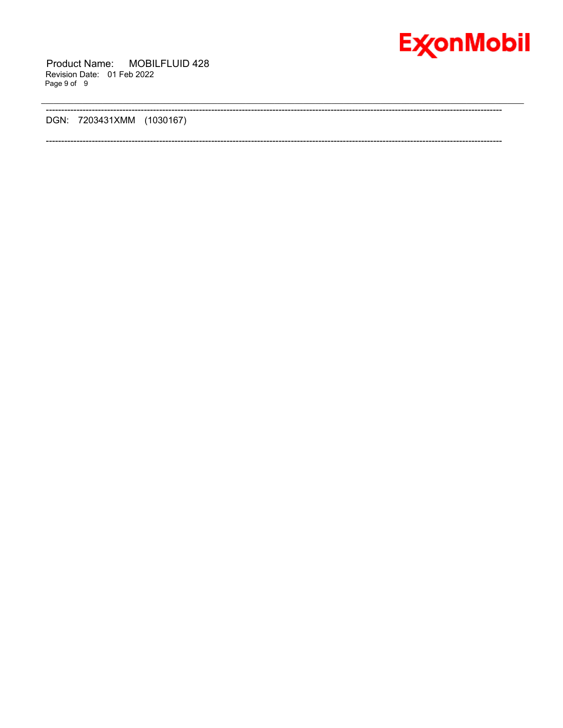DGN: 7203431XMM (1030167)